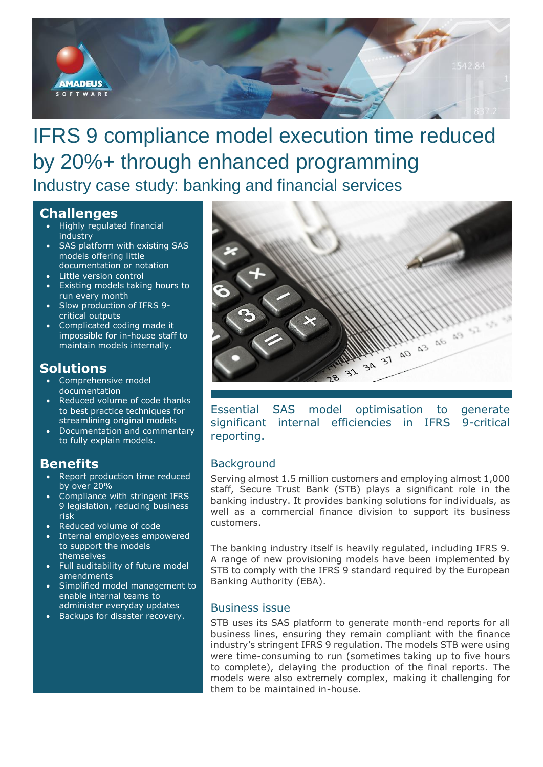# IFRS 9 compliance model execution time reduced by 20%+ through enhanced programming

## Industry case study: banking and financial services

## Challenges

- Highly regulated financial industry
- SAS platform with existing SAS models offering little documentation or notation
- Little version control
- Existing models taking hours to run every month
- Slow production of IFRS 9-critical outputs
- Complicated coding made it impossible for in-house staff to maintain models internally.

## Solutions

- Comprehensive model documentation
- Reduced volume of code thanks to best practice techniques for streamlining original models
- Documentation and commentary to fully explain models.

## Benefits

- Report production time reduced by over 20%
- Compliance with stringent IFRS 9 legislation, reducing business risk
- Reduced volume of code
- Internal employees empowered to support the models themselves
- Full auditability of future model amendments
- Simplified model management to enable internal teams to administer everyday updates
- Backups for disaster recovery.

Essential SAS model optimisation to generate significant internal efficiencies in IFRS 9-critical reporting.

### Background

Serving almost 1.5 million customers and employing almost 1,000 staff, Secure Trust Bank (STB) plays a significant role in the banking industry. It provides banking solutions for individuals, as well as a commercial finance division to support its business customers.

The banking industry itself is heavily regulated, including IFRS 9. A range of new provisioning models have been implemented by STB to comply with the IFRS 9 standard required by the European Banking Authority (EBA).

### Business issue

STB uses its SAS platform to generate month-end reports for all business lines, ensuring they remain compliant with the finance industry's stringent IFRS 9 regulation. The models STB were using were time-consuming to run (sometimes taking up to five hours to complete), delaying the production of the final reports. The models were also extremely complex, making it challenging for them to be maintained in-house.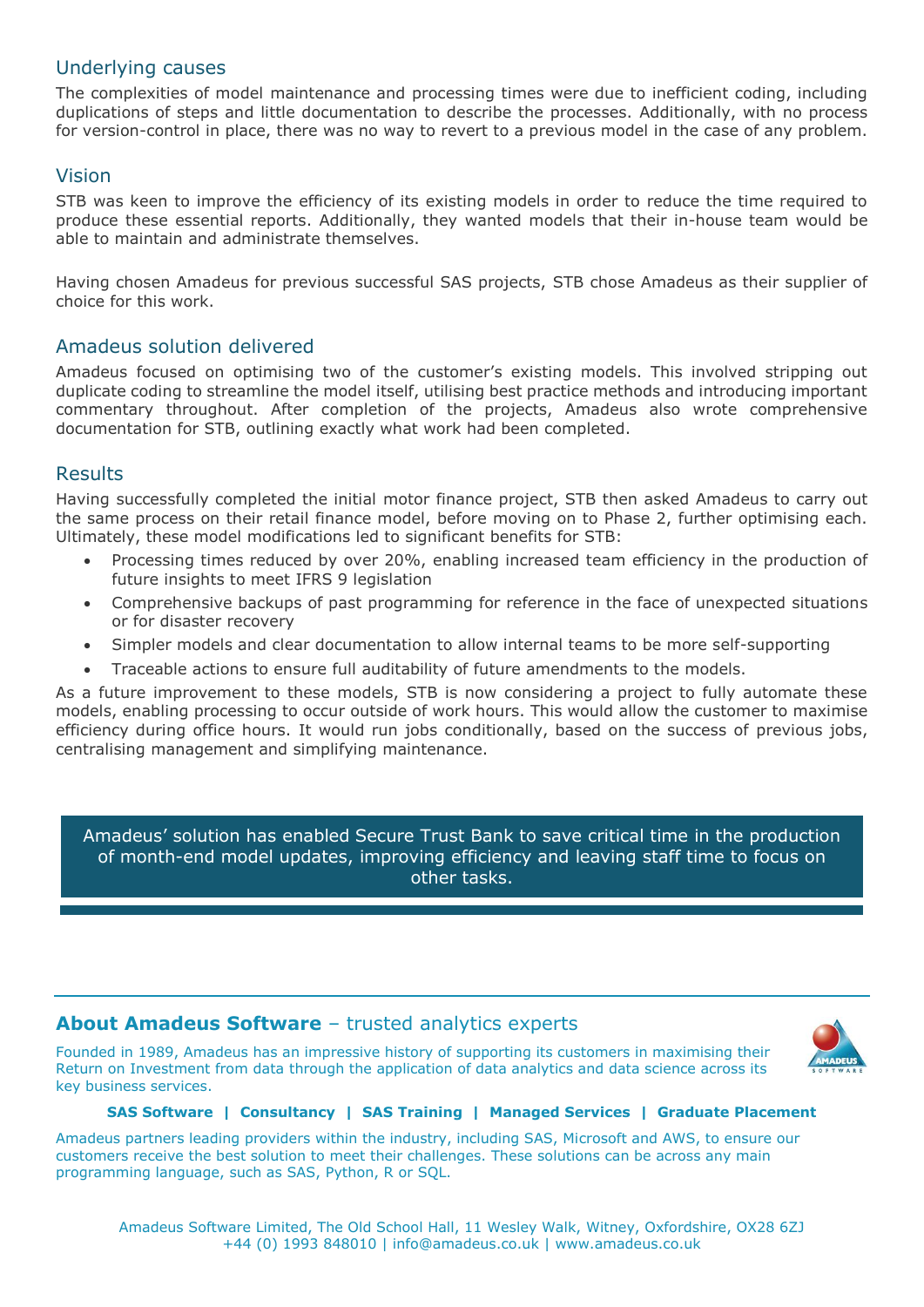## Underlying causes

The complexities of model maintenance and processing times were due to inefficient coding, including duplications of steps and little documentation to describe the processes. Additionally, with no process for version-control in place, there was no way to revert to a previous model in the case of any problem.

## Vision

STB was keen to improve the efficiency of its existing models in order to reduce the time required to produce these essential reports. Additionally, they wanted models that their in-house team would be able to maintain and administrate themselves.

Having chosen Amadeus for previous successful SAS projects, STB chose Amadeus as their supplier of choice for this work.

## Amadeus solution delivered

Amadeus focused on optimising two of the customer's existing models. This involved stripping out duplicate coding to streamline the model itself, utilising best practice methods and introducing important commentary throughout. After completion of the projects, Amadeus also wrote comprehensive documentation for STB, outlining exactly what work had been completed.

## Results

Having successfully completed the initial motor finance project, STB then asked Amadeus to carry out the same process on their retail finance model, before moving on to Phase 2, further optimising each. Ultimately, these model modifications led to significant benefits for STB:

- Processing times reduced by over 20%, enabling increased team efficiency in the production of future insights to meet IFRS 9 legislation
- Comprehensive backups of past programming for reference in the face of unexpected situations or for disaster recovery
- Simpler models and clear documentation to allow internal teams to be more self-supporting
- Traceable actions to ensure full auditability of future amendments to the models.

As a future improvement to these models, STB is now considering a project to fully automate these models, enabling processing to occur outside of work hours. This would allow the customer to maximise efficiency during office hours. It would run jobs conditionally, based on the success of previous jobs, centralising management and simplifying maintenance.

> Amadeus' solution has enabled Secure Trust Bank to save critical time in the production of month-end model updates, improving efficiency and leaving staff time to focus on other tasks.

## **About Amadeus Software** – trusted analytics experts

Founded in 1989, Amadeus has an impressive history of supporting its customers in maximising their Return on Investment from data through the application of data analytics and data science across its key business services.

**SAS Software | Consultancy | SAS Training | Managed Services | Graduate Placement**

Amadeus partners leading providers within the industry, including SAS, Microsoft and AWS, to ensure our customers receive the best solution to meet their challenges. These solutions can be across any main programming language, such as SAS, Python, R or SQL.

Amadeus Software Limited, The Old School Hall, 11 Wesley Walk, Witney, Oxfordshire, OX28 6ZJ
+44 (0) 1993 848010 | info@amadeus.co.uk | www.amadeus.co.uk